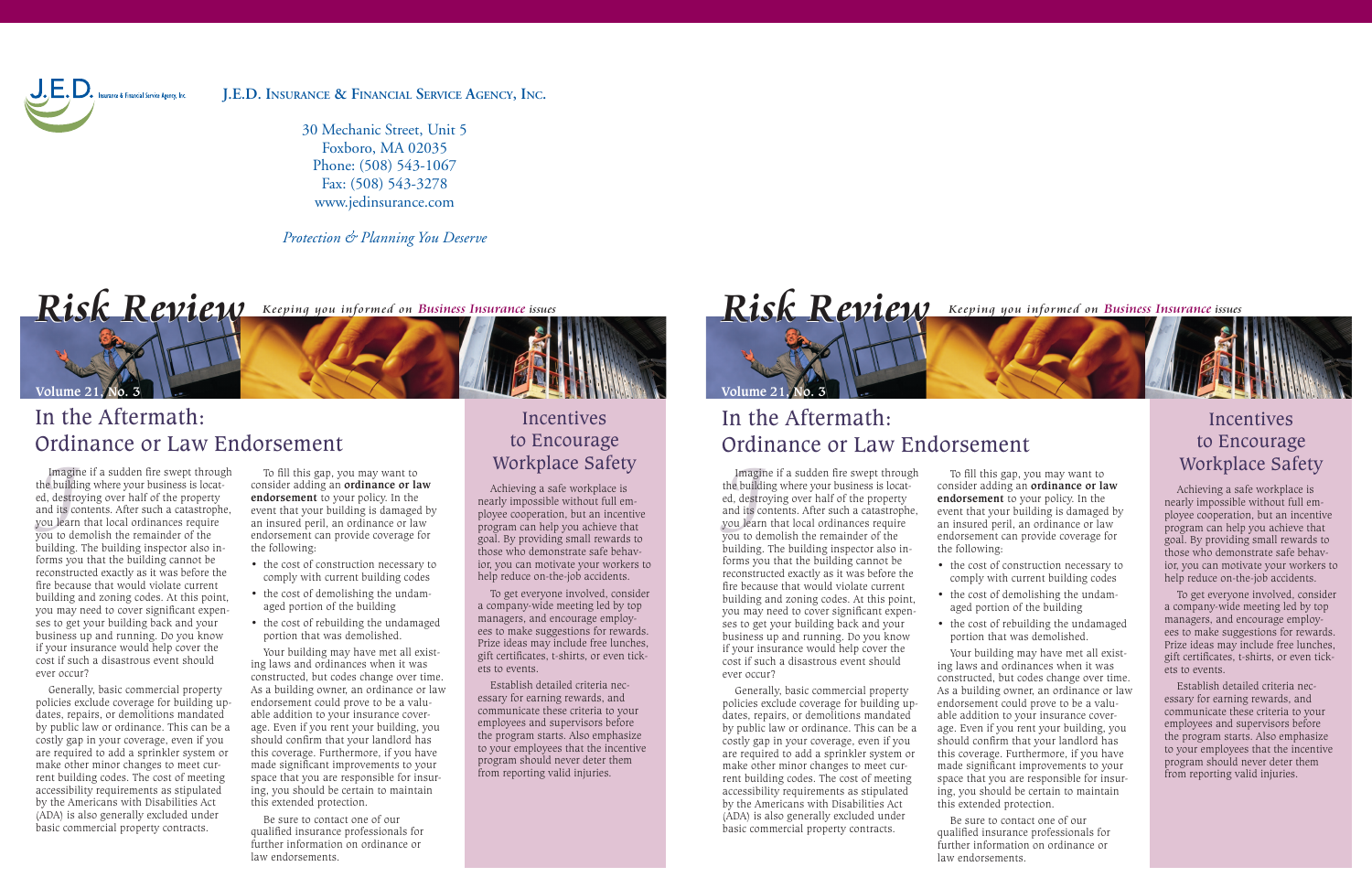**J.E.D. Insurance & Financial Service Agency, Inc.**

30 Mechanic Street, Unit 5
Foxboro, MA 02035
Phone: (508) 543-1067
Fax: (508) 543-3278
www.jedinsurance.com

*Protection & Planning You Deserve*

# Risk Review

*Keeping you informed on Business Insurance issues*

Volume 21, No. 3

## In the Aftermath: Ordinance or Law Endorsement

Imagine if a sudden fire swept through the building where your business is located, destroying over half of the property and its contents. After such a catastrophe, you learn that local ordinances require you to demolish the remainder of the building. The building inspector also informs you that the building cannot be reconstructed exactly as it was before the fire because that would violate current building and zoning codes. At this point, you may need to cover significant expenses to get your building back and your business up and running. Do you know if your insurance would help cover the cost if such a disastrous event should ever occur?

Generally, basic commercial property policies exclude coverage for building updates, repairs, or demolitions mandated by public law or ordinance. This can be a costly gap in your coverage, even if you are required to add a sprinkler system or make other minor changes to meet current building codes. The cost of meeting accessibility requirements as stipulated by the Americans with Disabilities Act (ADA) is also generally excluded under basic commercial property contracts.

To fill this gap, you may want to consider adding an **ordinance or law endorsement** to your policy. In the event that your building is damaged by an insured peril, an ordinance or law endorsement can provide coverage for the following:

- the cost of construction necessary to comply with current building codes
- the cost of demolishing the undamaged portion of the building
- the cost of rebuilding the undamaged portion that was demolished.

Your building may have met all existing laws and ordinances when it was constructed, but codes change over time. As a building owner, an ordinance or law endorsement could prove to be a valuable addition to your insurance coverage. Even if you rent your building, you should confirm that your landlord has this coverage. Furthermore, if you have made significant improvements to your space that you are responsible for insuring, you should be certain to maintain this extended protection.

Be sure to contact one of our qualified insurance professionals for further information on ordinance or law endorsements.

## Incentives to Encourage Workplace Safety

Achieving a safe workplace is nearly impossible without full employee cooperation, but an incentive program can help you achieve that goal. By providing small rewards to those who demonstrate safe behavior, you can motivate your workers to help reduce on-the-job accidents.

To get everyone involved, consider a company-wide meeting led by top managers, and encourage employees to make suggestions for rewards. Prize ideas may include free lunches, gift certificates, t-shirts, or even tickets to events.

Establish detailed criteria necessary for earning rewards, and communicate these criteria to your employees and supervisors before the program starts. Also emphasize to your employees that the incentive program should never deter them from reporting valid injuries.

# Risk Review

*Keeping you informed on Business Insurance issues*

Volume 21, No. 3

## In the Aftermath: Ordinance or Law Endorsement

Imagine if a sudden fire swept through the building where your business is located, destroying over half of the property and its contents. After such a catastrophe, you learn that local ordinances require you to demolish the remainder of the building. The building inspector also informs you that the building cannot be reconstructed exactly as it was before the fire because that would violate current building and zoning codes. At this point, you may need to cover significant expenses to get your building back and your business up and running. Do you know if your insurance would help cover the cost if such a disastrous event should ever occur?

Generally, basic commercial property policies exclude coverage for building updates, repairs, or demolitions mandated by public law or ordinance. This can be a costly gap in your coverage, even if you are required to add a sprinkler system or make other minor changes to meet current building codes. The cost of meeting accessibility requirements as stipulated by the Americans with Disabilities Act (ADA) is also generally excluded under basic commercial property contracts.

To fill this gap, you may want to consider adding an **ordinance or law endorsement** to your policy. In the event that your building is damaged by an insured peril, an ordinance or law endorsement can provide coverage for the following:

- the cost of construction necessary to comply with current building codes
- the cost of demolishing the undamaged portion of the building
- the cost of rebuilding the undamaged portion that was demolished.

Your building may have met all existing laws and ordinances when it was constructed, but codes change over time. As a building owner, an ordinance or law endorsement could prove to be a valuable addition to your insurance coverage. Even if you rent your building, you should confirm that your landlord has this coverage. Furthermore, if you have made significant improvements to your space that you are responsible for insuring, you should be certain to maintain this extended protection.

Be sure to contact one of our qualified insurance professionals for further information on ordinance or law endorsements.

## Incentives to Encourage Workplace Safety

Achieving a safe workplace is nearly impossible without full employee cooperation, but an incentive program can help you achieve that goal. By providing small rewards to those who demonstrate safe behavior, you can motivate your workers to help reduce on-the-job accidents.

To get everyone involved, consider a company-wide meeting led by top managers, and encourage employees to make suggestions for rewards. Prize ideas may include free lunches, gift certificates, t-shirts, or even tickets to events.

Establish detailed criteria necessary for earning rewards, and communicate these criteria to your employees and supervisors before the program starts. Also emphasize to your employees that the incentive program should never deter them from reporting valid injuries.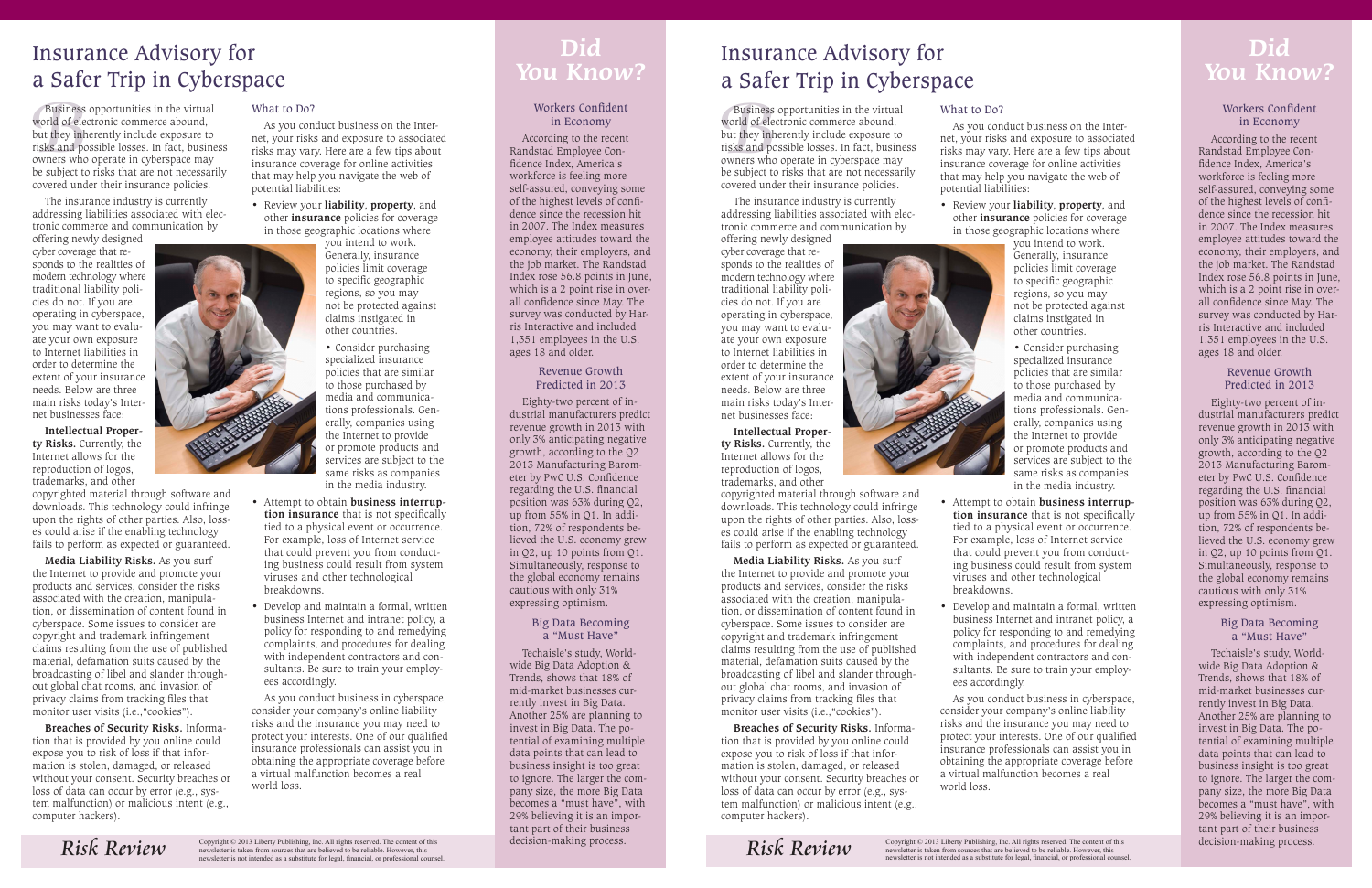# Insurance Advisory for a Safer Trip in Cyberspace

Business opportunities in the virtual world of electronic commerce abound, but they inherently include exposure to risks and possible losses. In fact, business owners who operate in cyberspace may be subject to risks that are not necessarily covered under their insurance policies.

The insurance industry is currently addressing liabilities associated with electronic commerce and communication by offering newly designed cyber coverage that responds to the realities of modern technology where traditional liability policies do not. If you are operating in cyberspace, you may want to evaluate your own exposure to Internet liabilities in order to determine the extent of your insurance needs. Below are three main risks today's Internet businesses face:

**Intellectual Property Risks.** Currently, the Internet allows for the reproduction of logos, trademarks, and other copyrighted material through software and downloads. This technology could infringe upon the rights of other parties. Also, losses could arise if the enabling technology fails to perform as expected or guaranteed.

**Media Liability Risks.** As you surf the Internet to provide and promote your products and services, consider the risks associated with the creation, manipulation, or dissemination of content found in cyberspace. Some issues to consider are copyright and trademark infringement claims resulting from the use of published material, defamation suits caused by the broadcasting of libel and slander throughout global chat rooms, and invasion of privacy claims from tracking files that monitor user visits (i.e.,"cookies").

**Breaches of Security Risks.** Information that is provided by you online could expose you to risk of loss if that information is stolen, damaged, or released without your consent. Security breaches or loss of data can occur by error (e.g., system malfunction) or malicious intent (e.g., computer hackers).

## What to Do?

As you conduct business on the Internet, your risks and exposure to associated risks may vary. Here are a few tips about insurance coverage for online activities that may help you navigate the web of potential liabilities:

- Review your **liability**, **property**, and other **insurance** policies for coverage in those geographic locations where you intend to work. Generally, insurance policies limit coverage to specific geographic regions, so you may not be protected against claims instigated in other countries.
- Consider purchasing specialized insurance policies that are similar to those purchased by media and communications professionals. Generally, companies using the Internet to provide or promote products and services are subject to the same risks as companies in the media industry.
- Attempt to obtain **business interruption insurance** that is not specifically tied to a physical event or occurrence. For example, loss of Internet service that could prevent you from conducting business could result from system viruses and other technological breakdowns.
- Develop and maintain a formal, written business Internet and intranet policy, a policy for responding to and remedying complaints, and procedures for dealing with independent contractors and consultants. Be sure to train your employees accordingly.

As you conduct business in cyberspace, consider your company's online liability risks and the insurance you may need to protect your interests. One of our qualified insurance professionals can assist you in obtaining the appropriate coverage before a virtual malfunction becomes a real world loss.

# Did You Know?

### Workers Confident in Economy

According to the recent Randstad Employee Confidence Index, America's workforce is feeling more self-assured, conveying some of the highest levels of confidence since the recession hit in 2007. The Index measures employee attitudes toward the economy, their employers, and the job market. The Randstad Index rose 56.8 points in June, which is a 2 point rise in overall confidence since May. The survey was conducted by Harris Interactive and included 1,351 employees in the U.S. ages 18 and older.

### Revenue Growth Predicted in 2013

Eighty-two percent of industrial manufacturers predict revenue growth in 2013 with only 3% anticipating negative growth, according to the Q2 2013 Manufacturing Barometer by PwC U.S. Confidence regarding the U.S. financial position was 63% during Q2, up from 55% in Q1. In addition, 72% of respondents believed the U.S. economy grew in Q2, up 10 points from Q1. Simultaneously, response to the global economy remains cautious with only 31% expressing optimism.

### Big Data Becoming a "Must Have"

Techaisle's study, Worldwide Big Data Adoption & Trends, shows that 18% of mid-market businesses currently invest in Big Data. Another 25% are planning to invest in Big Data. The potential of examining multiple data points that can lead to business insight is too great to ignore. The larger the company size, the more Big Data becomes a "must have", with 29% believing it is an important part of their business decision-making process.

*Risk Review* Copyright © 2013 Liberty Publishing, Inc. All rights reserved. The content of this newsletter is taken from sources that are believed to be reliable. However, this newsletter is not intended as a substitute for legal, financial, or professional counsel.

# Insurance Advisory for a Safer Trip in Cyberspace

Business opportunities in the virtual world of electronic commerce abound, but they inherently include exposure to risks and possible losses. In fact, business owners who operate in cyberspace may be subject to risks that are not necessarily covered under their insurance policies.

The insurance industry is currently addressing liabilities associated with electronic commerce and communication by offering newly designed cyber coverage that responds to the realities of modern technology where traditional liability policies do not. If you are operating in cyberspace, you may want to evaluate your own exposure to Internet liabilities in order to determine the extent of your insurance needs. Below are three main risks today's Internet businesses face:

**Intellectual Property Risks.** Currently, the Internet allows for the reproduction of logos, trademarks, and other copyrighted material through software and downloads. This technology could infringe upon the rights of other parties. Also, losses could arise if the enabling technology fails to perform as expected or guaranteed.

**Media Liability Risks.** As you surf the Internet to provide and promote your products and services, consider the risks associated with the creation, manipulation, or dissemination of content found in cyberspace. Some issues to consider are copyright and trademark infringement claims resulting from the use of published material, defamation suits caused by the broadcasting of libel and slander throughout global chat rooms, and invasion of privacy claims from tracking files that monitor user visits (i.e.,"cookies").

**Breaches of Security Risks.** Information that is provided by you online could expose you to risk of loss if that information is stolen, damaged, or released without your consent. Security breaches or loss of data can occur by error (e.g., system malfunction) or malicious intent (e.g., computer hackers).

## What to Do?

As you conduct business on the Internet, your risks and exposure to associated risks may vary. Here are a few tips about insurance coverage for online activities that may help you navigate the web of potential liabilities:

- Review your **liability**, **property**, and other **insurance** policies for coverage in those geographic locations where you intend to work. Generally, insurance policies limit coverage to specific geographic regions, so you may not be protected against claims instigated in other countries.
- Consider purchasing specialized insurance policies that are similar to those purchased by media and communications professionals. Generally, companies using the Internet to provide or promote products and services are subject to the same risks as companies in the media industry.
- Attempt to obtain **business interruption insurance** that is not specifically tied to a physical event or occurrence. For example, loss of Internet service that could prevent you from conducting business could result from system viruses and other technological breakdowns.
- Develop and maintain a formal, written business Internet and intranet policy, a policy for responding to and remedying complaints, and procedures for dealing with independent contractors and consultants. Be sure to train your employees accordingly.

As you conduct business in cyberspace, consider your company's online liability risks and the insurance you may need to protect your interests. One of our qualified insurance professionals can assist you in obtaining the appropriate coverage before a virtual malfunction becomes a real world loss.

# Did You Know?

### Workers Confident in Economy

According to the recent Randstad Employee Confidence Index, America's workforce is feeling more self-assured, conveying some of the highest levels of confidence since the recession hit in 2007. The Index measures employee attitudes toward the economy, their employers, and the job market. The Randstad Index rose 56.8 points in June, which is a 2 point rise in overall confidence since May. The survey was conducted by Harris Interactive and included 1,351 employees in the U.S. ages 18 and older.

### Revenue Growth Predicted in 2013

Eighty-two percent of industrial manufacturers predict revenue growth in 2013 with only 3% anticipating negative growth, according to the Q2 2013 Manufacturing Barometer by PwC U.S. Confidence regarding the U.S. financial position was 63% during Q2, up from 55% in Q1. In addition, 72% of respondents believed the U.S. economy grew in Q2, up 10 points from Q1. Simultaneously, response to the global economy remains cautious with only 31% expressing optimism.

### Big Data Becoming a "Must Have"

Techaisle's study, Worldwide Big Data Adoption & Trends, shows that 18% of mid-market businesses currently invest in Big Data. Another 25% are planning to invest in Big Data. The potential of examining multiple data points that can lead to business insight is too great to ignore. The larger the company size, the more Big Data becomes a "must have", with 29% believing it is an important part of their business decision-making process.

*Risk Review* Copyright © 2013 Liberty Publishing, Inc. All rights reserved. The content of this newsletter is taken from sources that are believed to be reliable. However, this newsletter is not intended as a substitute for legal, financial, or professional counsel.